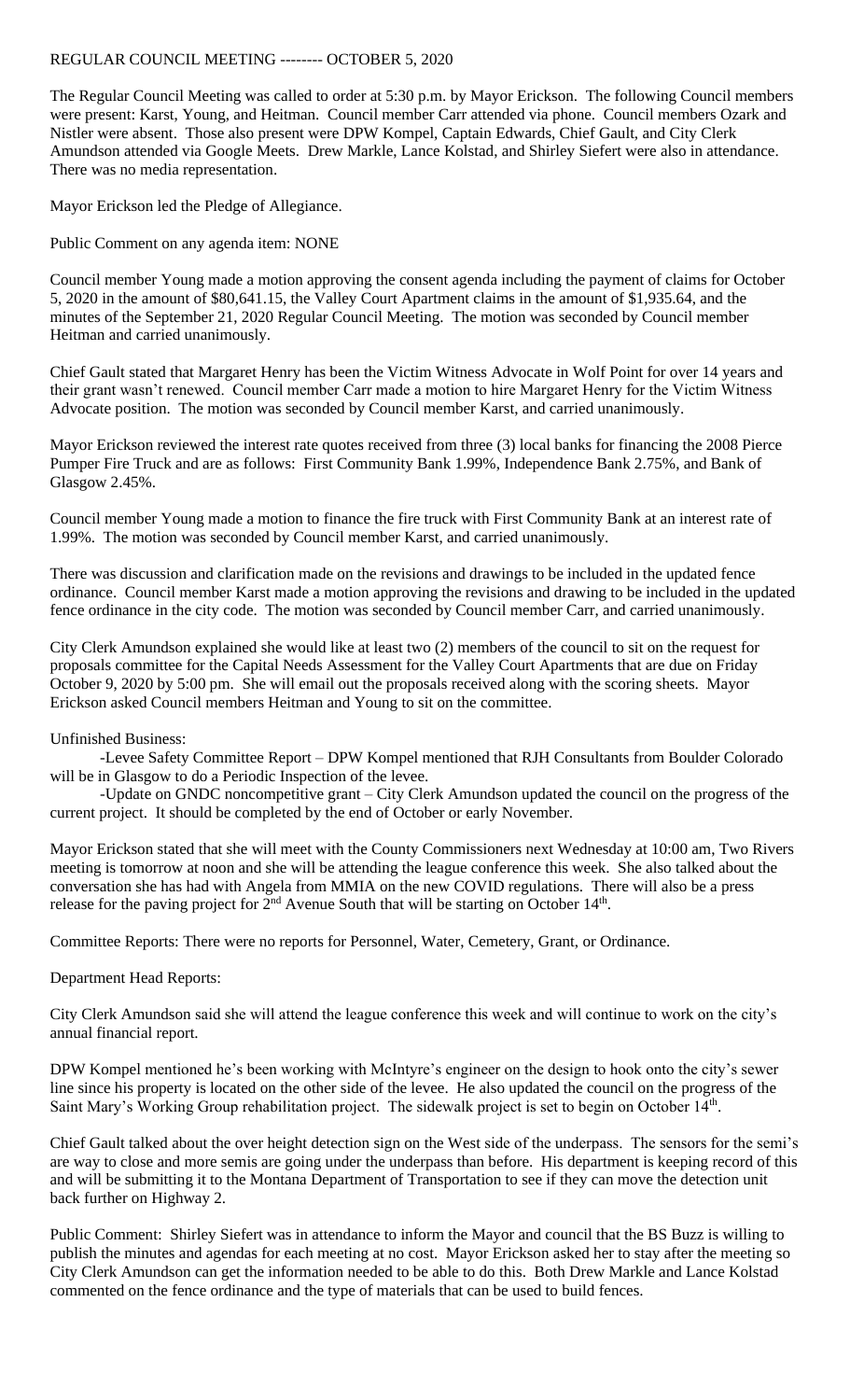REGULAR COUNCIL MEETING -------- OCTOBER 5, 2020

The Regular Council Meeting was called to order at 5:30 p.m. by Mayor Erickson. The following Council members were present: Karst, Young, and Heitman. Council member Carr attended via phone. Council members Ozark and Nistler were absent. Those also present were DPW Kompel, Captain Edwards, Chief Gault, and City Clerk Amundson attended via Google Meets. Drew Markle, Lance Kolstad, and Shirley Siefert were also in attendance. There was no media representation.

Mayor Erickson led the Pledge of Allegiance.

Public Comment on any agenda item: NONE

Council member Young made a motion approving the consent agenda including the payment of claims for October 5, 2020 in the amount of $80,641.15, the Valley Court Apartment claims in the amount of $1,935.64, and the minutes of the September 21, 2020 Regular Council Meeting. The motion was seconded by Council member Heitman and carried unanimously.

Chief Gault stated that Margaret Henry has been the Victim Witness Advocate in Wolf Point for over 14 years and their grant wasn't renewed. Council member Carr made a motion to hire Margaret Henry for the Victim Witness Advocate position. The motion was seconded by Council member Karst, and carried unanimously.

Mayor Erickson reviewed the interest rate quotes received from three (3) local banks for financing the 2008 Pierce Pumper Fire Truck and are as follows: First Community Bank 1.99%, Independence Bank 2.75%, and Bank of Glasgow 2.45%.

Council member Young made a motion to finance the fire truck with First Community Bank at an interest rate of 1.99%. The motion was seconded by Council member Karst, and carried unanimously.

There was discussion and clarification made on the revisions and drawings to be included in the updated fence ordinance. Council member Karst made a motion approving the revisions and drawing to be included in the updated fence ordinance in the city code. The motion was seconded by Council member Carr, and carried unanimously.

City Clerk Amundson explained she would like at least two (2) members of the council to sit on the request for proposals committee for the Capital Needs Assessment for the Valley Court Apartments that are due on Friday October 9, 2020 by 5:00 pm. She will email out the proposals received along with the scoring sheets. Mayor Erickson asked Council members Heitman and Young to sit on the committee.

Unfinished Business:

-Levee Safety Committee Report – DPW Kompel mentioned that RJH Consultants from Boulder Colorado will be in Glasgow to do a Periodic Inspection of the levee.

-Update on GNDC noncompetitive grant – City Clerk Amundson updated the council on the progress of the current project. It should be completed by the end of October or early November.

Mayor Erickson stated that she will meet with the County Commissioners next Wednesday at 10:00 am, Two Rivers meeting is tomorrow at noon and she will be attending the league conference this week. She also talked about the conversation she has had with Angela from MMIA on the new COVID regulations. There will also be a press release for the paving project for 2nd Avenue South that will be starting on October 14th.

Committee Reports: There were no reports for Personnel, Water, Cemetery, Grant, or Ordinance.

Department Head Reports:

City Clerk Amundson said she will attend the league conference this week and will continue to work on the city's annual financial report.

DPW Kompel mentioned he's been working with McIntyre's engineer on the design to hook onto the city's sewer line since his property is located on the other side of the levee. He also updated the council on the progress of the Saint Mary's Working Group rehabilitation project. The sidewalk project is set to begin on October 14th.

Chief Gault talked about the over height detection sign on the West side of the underpass. The sensors for the semi's are way to close and more semis are going under the underpass than before. His department is keeping record of this and will be submitting it to the Montana Department of Transportation to see if they can move the detection unit back further on Highway 2.

Public Comment: Shirley Siefert was in attendance to inform the Mayor and council that the BS Buzz is willing to publish the minutes and agendas for each meeting at no cost. Mayor Erickson asked her to stay after the meeting so City Clerk Amundson can get the information needed to be able to do this. Both Drew Markle and Lance Kolstad commented on the fence ordinance and the type of materials that can be used to build fences.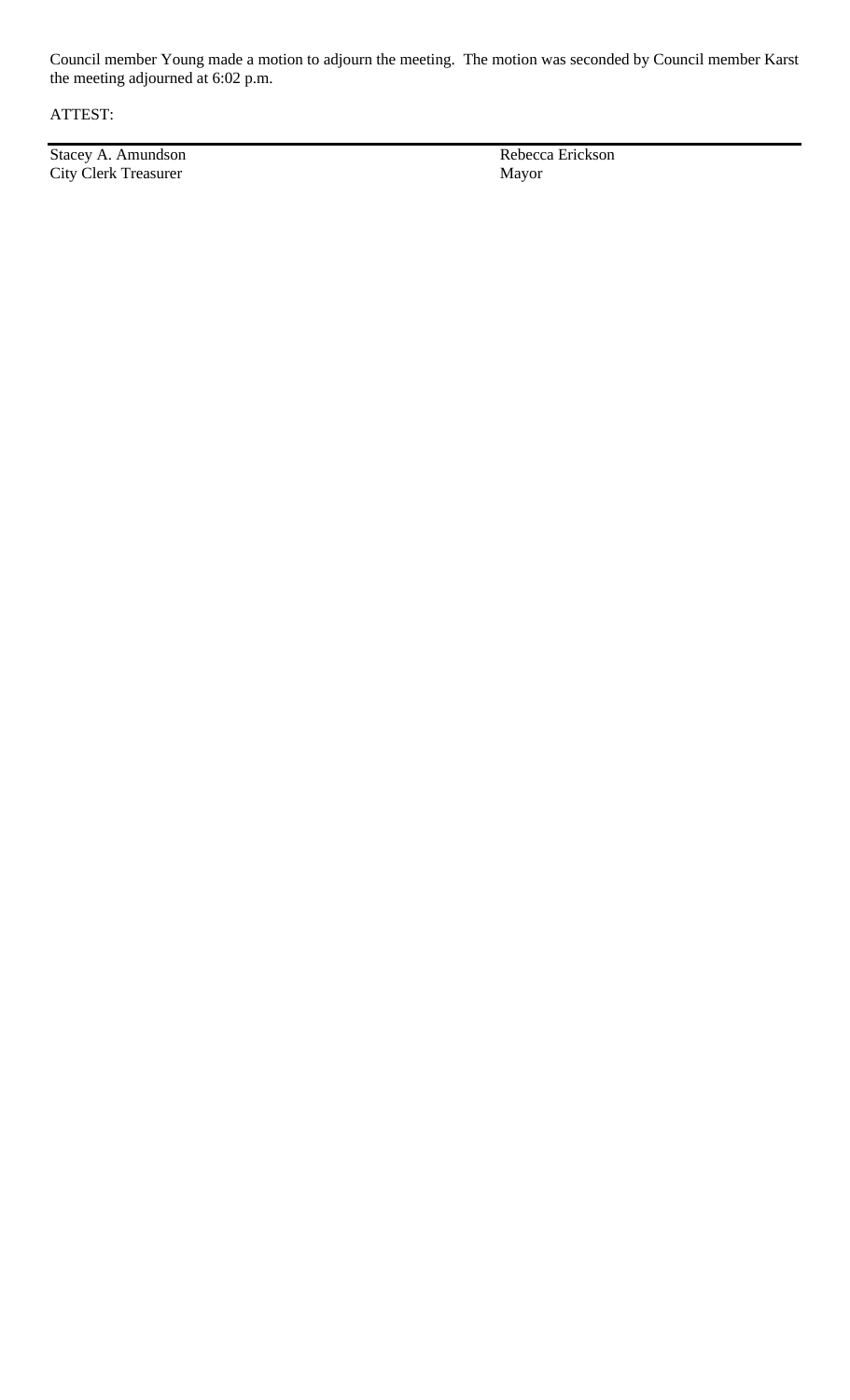Council member Young made a motion to adjourn the meeting. The motion was seconded by Council member Karst the meeting adjourned at 6:02 p.m.

ATTEST:

| | |
|---|---|
| Stacey A. Amundson | Rebecca Erickson |
| City Clerk Treasurer | Mayor |